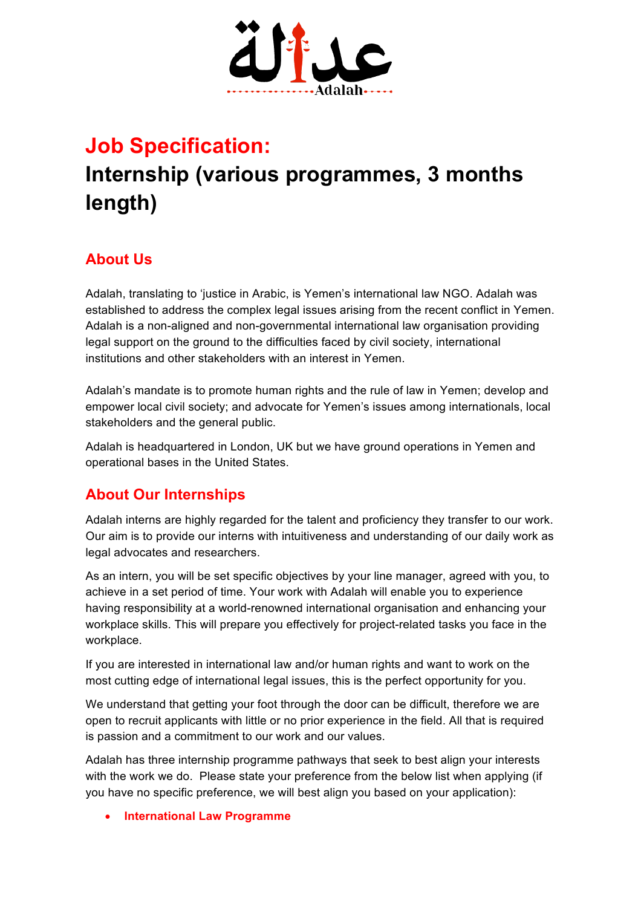عدالة

Adalah

# Job Specification:

# Internship (various programmes, 3 months length)

## About Us

Adalah, translating to 'justice in Arabic, is Yemen's international law NGO. Adalah was established to address the complex legal issues arising from the recent conflict in Yemen. Adalah is a non-aligned and non-governmental international law organisation providing legal support on the ground to the difficulties faced by civil society, international institutions and other stakeholders with an interest in Yemen.

Adalah's mandate is to promote human rights and the rule of law in Yemen; develop and empower local civil society; and advocate for Yemen's issues among internationals, local stakeholders and the general public.

Adalah is headquartered in London, UK but we have ground operations in Yemen and operational bases in the United States.

## About Our Internships

Adalah interns are highly regarded for the talent and proficiency they transfer to our work. Our aim is to provide our interns with intuitiveness and understanding of our daily work as legal advocates and researchers.

As an intern, you will be set specific objectives by your line manager, agreed with you, to achieve in a set period of time. Your work with Adalah will enable you to experience having responsibility at a world-renowned international organisation and enhancing your workplace skills. This will prepare you effectively for project-related tasks you face in the workplace.

If you are interested in international law and/or human rights and want to work on the most cutting edge of international legal issues, this is the perfect opportunity for you.

We understand that getting your foot through the door can be difficult, therefore we are open to recruit applicants with little or no prior experience in the field. All that is required is passion and a commitment to our work and our values.

Adalah has three internship programme pathways that seek to best align your interests with the work we do. Please state your preference from the below list when applying (if you have no specific preference, we will best align you based on your application):

- **International Law Programme**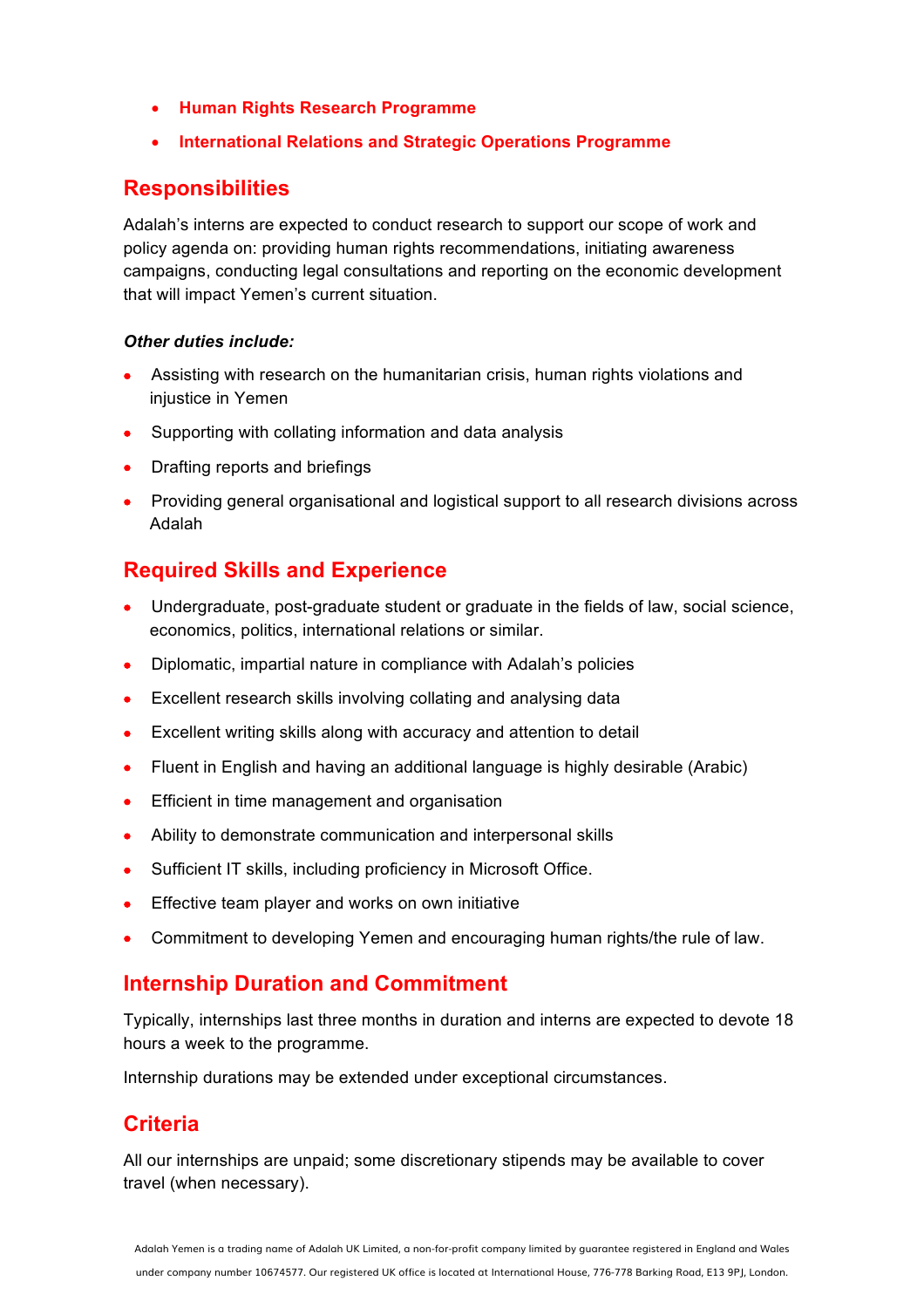- **Human Rights Research Programme**
- **International Relations and Strategic Operations Programme**

## Responsibilities

Adalah's interns are expected to conduct research to support our scope of work and policy agenda on: providing human rights recommendations, initiating awareness campaigns, conducting legal consultations and reporting on the economic development that will impact Yemen's current situation.

***Other duties include:***

- Assisting with research on the humanitarian crisis, human rights violations and injustice in Yemen
- Supporting with collating information and data analysis
- Drafting reports and briefings
- Providing general organisational and logistical support to all research divisions across Adalah

## Required Skills and Experience

- Undergraduate, post-graduate student or graduate in the fields of law, social science, economics, politics, international relations or similar.
- Diplomatic, impartial nature in compliance with Adalah's policies
- Excellent research skills involving collating and analysing data
- Excellent writing skills along with accuracy and attention to detail
- Fluent in English and having an additional language is highly desirable (Arabic)
- Efficient in time management and organisation
- Ability to demonstrate communication and interpersonal skills
- Sufficient IT skills, including proficiency in Microsoft Office.
- Effective team player and works on own initiative
- Commitment to developing Yemen and encouraging human rights/the rule of law.

## Internship Duration and Commitment

Typically, internships last three months in duration and interns are expected to devote 18 hours a week to the programme.

Internship durations may be extended under exceptional circumstances.

## Criteria

All our internships are unpaid; some discretionary stipends may be available to cover travel (when necessary).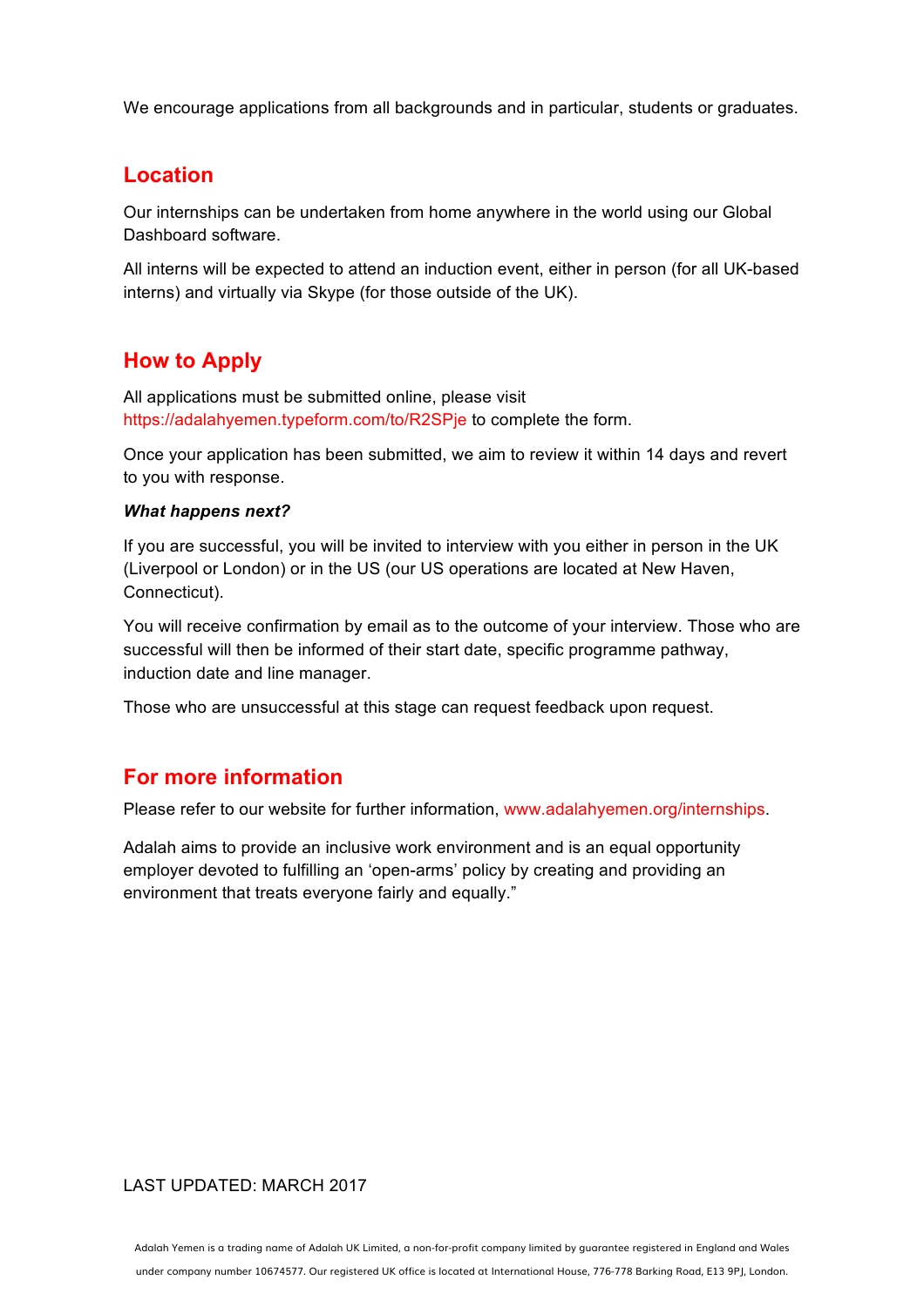We encourage applications from all backgrounds and in particular, students or graduates.

## Location

Our internships can be undertaken from home anywhere in the world using our Global Dashboard software.

All interns will be expected to attend an induction event, either in person (for all UK-based interns) and virtually via Skype (for those outside of the UK).

## How to Apply

All applications must be submitted online, please visit https://adalahyemen.typeform.com/to/R2SPje to complete the form.

Once your application has been submitted, we aim to review it within 14 days and revert to you with response.

***What happens next?***

If you are successful, you will be invited to interview with you either in person in the UK (Liverpool or London) or in the US (our US operations are located at New Haven, Connecticut).

You will receive confirmation by email as to the outcome of your interview. Those who are successful will then be informed of their start date, specific programme pathway, induction date and line manager.

Those who are unsuccessful at this stage can request feedback upon request.

## For more information

Please refer to our website for further information, www.adalahyemen.org/internships.

Adalah aims to provide an inclusive work environment and is an equal opportunity employer devoted to fulfilling an 'open-arms' policy by creating and providing an environment that treats everyone fairly and equally."

LAST UPDATED: MARCH 2017

Adalah Yemen is a trading name of Adalah UK Limited, a non-for-profit company limited by guarantee registered in England and Wales under company number 10674577. Our registered UK office is located at International House, 776-778 Barking Road, E13 9PJ, London.